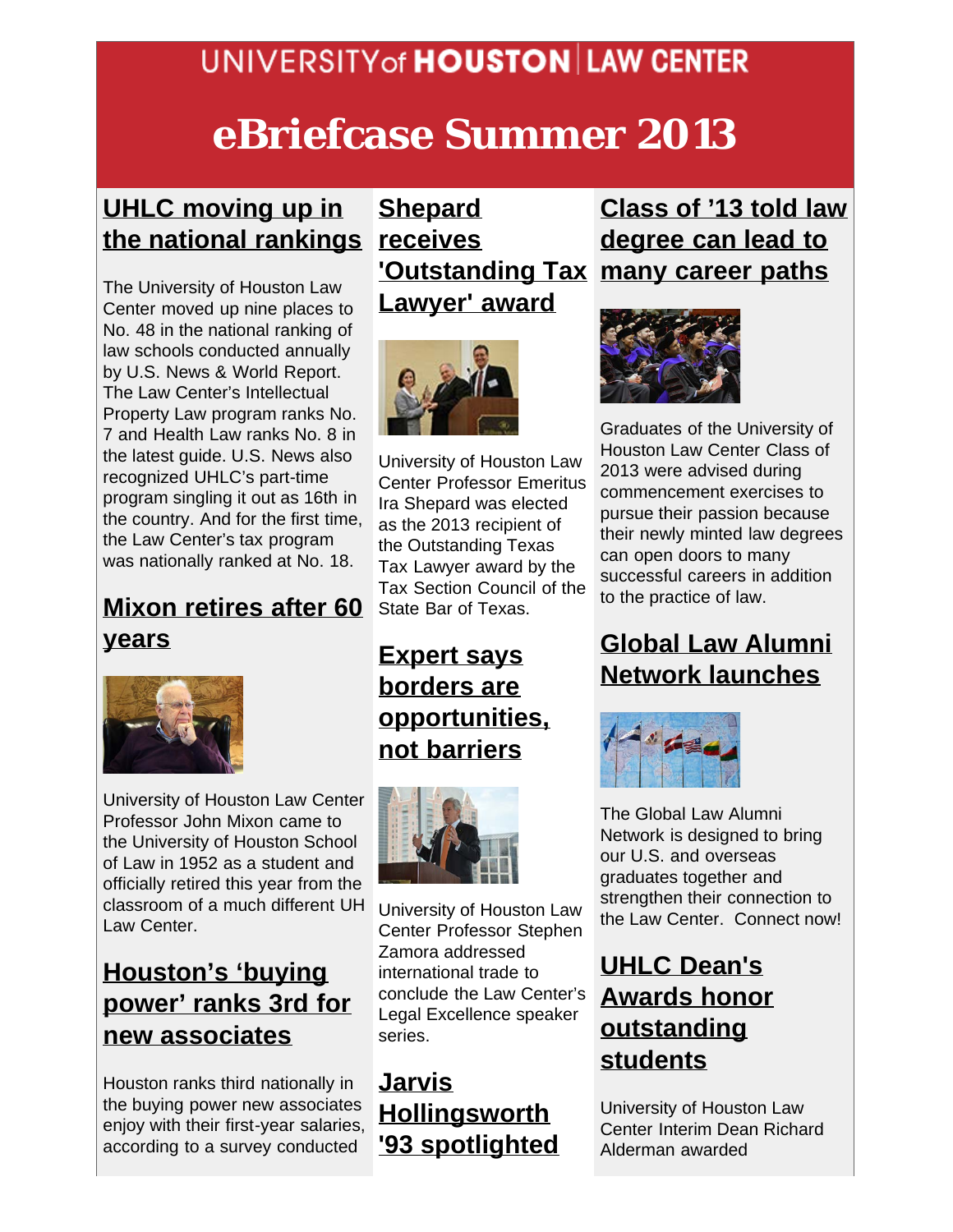UNIVERSITY of HOUSTON | LAW CENTER

# eBriefcase Summer 2013

## UHLC moving up in the national rankings

The University of Houston Law Center moved up nine places to No. 48 in the national ranking of law schools conducted annually by U.S. News & World Report. The Law Center's Intellectual Property Law program ranks No. 7 and Health Law ranks No. 8 in the latest guide. U.S. News also recognized UHLC's part-time program singling it out as 16th in the country. And for the first time, the Law Center's tax program was nationally ranked at No. 18.

## Mixon retires after 60 years

University of Houston Law Center Professor John Mixon came to the University of Houston School of Law in 1952 as a student and officially retired this year from the classroom of a much different UH Law Center.

## Houston's 'buying power' ranks 3rd for new associates

Houston ranks third nationally in the buying power new associates enjoy with their first-year salaries, according to a survey conducted

## Shepard receives 'Outstanding Tax Lawyer' award

University of Houston Law Center Professor Emeritus Ira Shepard was elected as the 2013 recipient of the Outstanding Texas Tax Lawyer award by the Tax Section Council of the State Bar of Texas.

## Expert says borders are opportunities, not barriers

University of Houston Law Center Professor Stephen Zamora addressed international trade to conclude the Law Center's Legal Excellence speaker series.

## Jarvis Hollingsworth '93 spotlighted

## Class of '13 told law degree can lead to many career paths

Graduates of the University of Houston Law Center Class of 2013 were advised during commencement exercises to pursue their passion because their newly minted law degrees can open doors to many successful careers in addition to the practice of law.

## Global Law Alumni Network launches

The Global Law Alumni Network is designed to bring our U.S. and overseas graduates together and strengthen their connection to the Law Center. Connect now!

## UHLC Dean's Awards honor outstanding students

University of Houston Law Center Interim Dean Richard Alderman awarded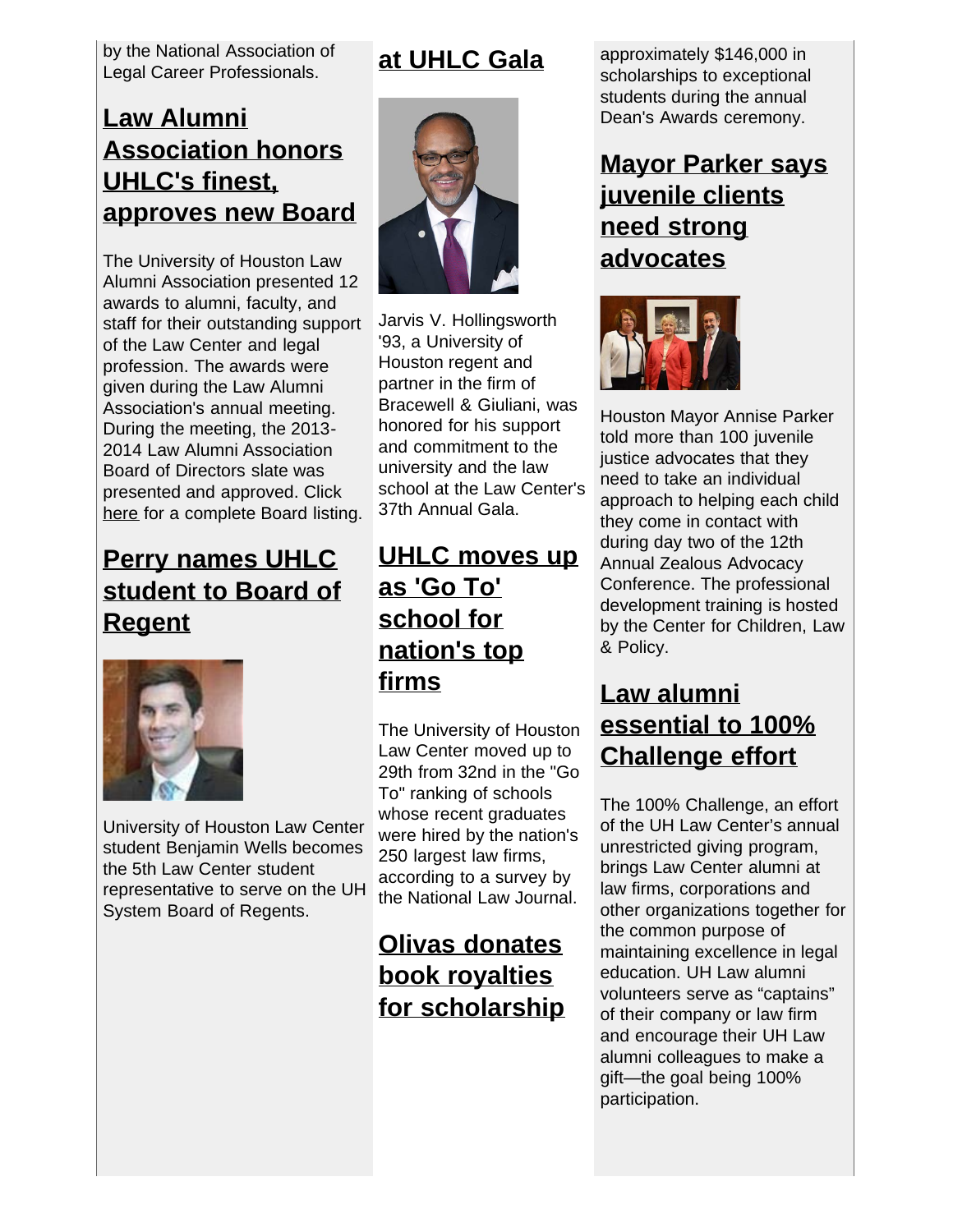by the National Association of Legal Career Professionals.

## Law Alumni Association honors UHLC's finest, approves new Board

The University of Houston Law Alumni Association presented 12 awards to alumni, faculty, and staff for their outstanding support of the Law Center and legal profession. The awards were given during the Law Alumni Association's annual meeting. During the meeting, the 2013-2014 Law Alumni Association Board of Directors slate was presented and approved. Click here for a complete Board listing.

## Perry names UHLC student to Board of Regent

University of Houston Law Center student Benjamin Wells becomes the 5th Law Center student representative to serve on the UH System Board of Regents.

## at UHLC Gala

Jarvis V. Hollingsworth '93, a University of Houston regent and partner in the firm of Bracewell & Giuliani, was honored for his support and commitment to the university and the law school at the Law Center's 37th Annual Gala.

## UHLC moves up as 'Go To' school for nation's top firms

The University of Houston Law Center moved up to 29th from 32nd in the "Go To" ranking of schools whose recent graduates were hired by the nation's 250 largest law firms, according to a survey by the National Law Journal.

## Olivas donates book royalties for scholarship

approximately $146,000 in scholarships to exceptional students during the annual Dean's Awards ceremony.

## Mayor Parker says juvenile clients need strong advocates

Houston Mayor Annise Parker told more than 100 juvenile justice advocates that they need to take an individual approach to helping each child they come in contact with during day two of the 12th Annual Zealous Advocacy Conference. The professional development training is hosted by the Center for Children, Law & Policy.

## Law alumni essential to 100% Challenge effort

The 100% Challenge, an effort of the UH Law Center's annual unrestricted giving program, brings Law Center alumni at law firms, corporations and other organizations together for the common purpose of maintaining excellence in legal education. UH Law alumni volunteers serve as "captains" of their company or law firm and encourage their UH Law alumni colleagues to make a gift—the goal being 100% participation.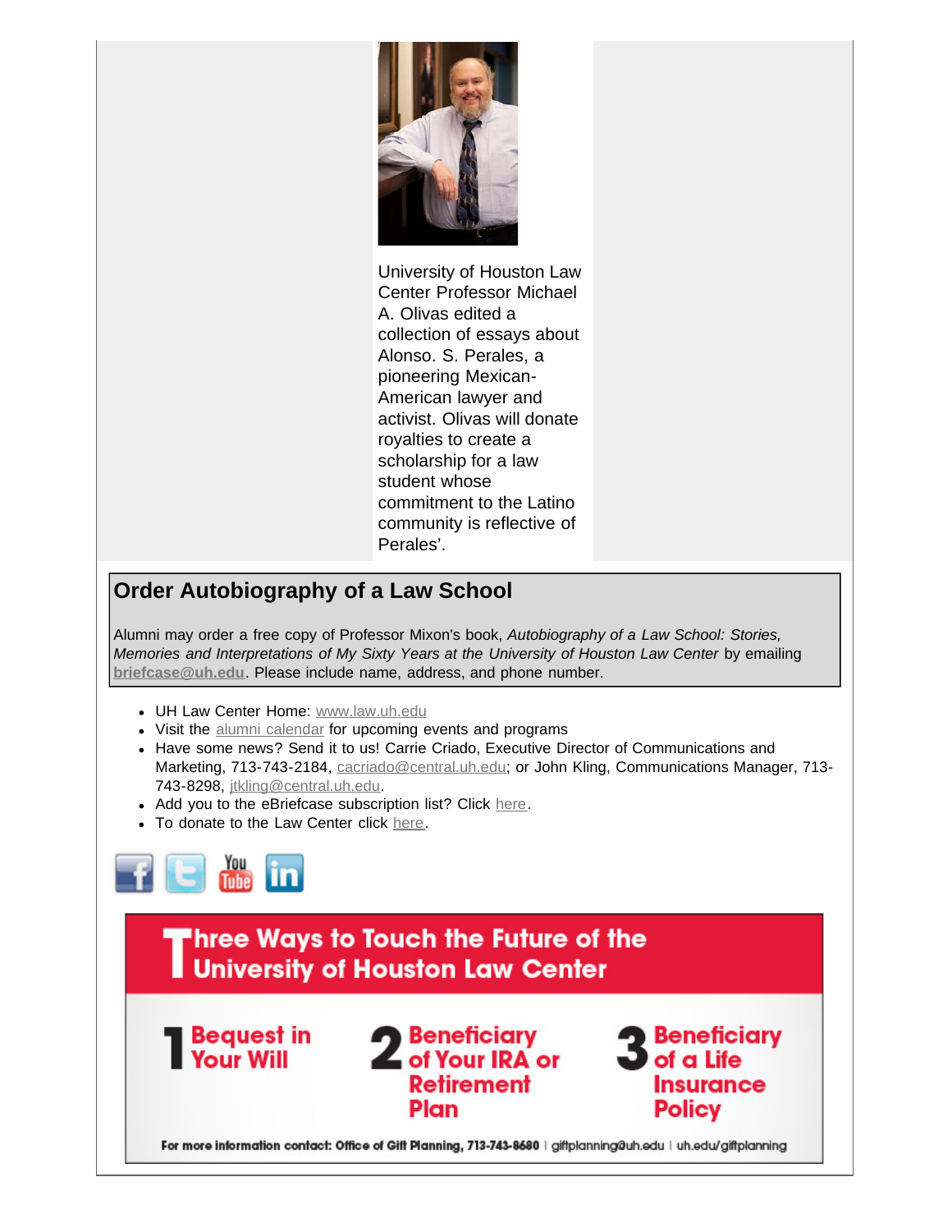University of Houston Law Center Professor Michael A. Olivas edited a collection of essays about Alonso. S. Perales, a pioneering Mexican-American lawyer and activist. Olivas will donate royalties to create a scholarship for a law student whose commitment to the Latino community is reflective of Perales'.

## Order Autobiography of a Law School

Alumni may order a free copy of Professor Mixon's book, *Autobiography of a Law School: Stories, Memories and Interpretations of My Sixty Years at the University of Houston Law Center* by emailing **briefcase@uh.edu**. Please include name, address, and phone number.

- UH Law Center Home: www.law.uh.edu
- Visit the alumni calendar for upcoming events and programs
- Have some news? Send it to us! Carrie Criado, Executive Director of Communications and Marketing, 713-743-2184, cacriado@central.uh.edu; or John Kling, Communications Manager, 713-743-8298, jtkling@central.uh.edu.
- Add you to the eBriefcase subscription list? Click here.
- To donate to the Law Center click here.

## Three Ways to Touch the Future of the University of Houston Law Center

1 Bequest in Your Will

2 Beneficiary of Your IRA or Retirement Plan

3 Beneficiary of a Life Insurance Policy

For more information contact: Office of Gift Planning, 713-743-8680 | giftplanning@uh.edu | uh.edu/giftplanning